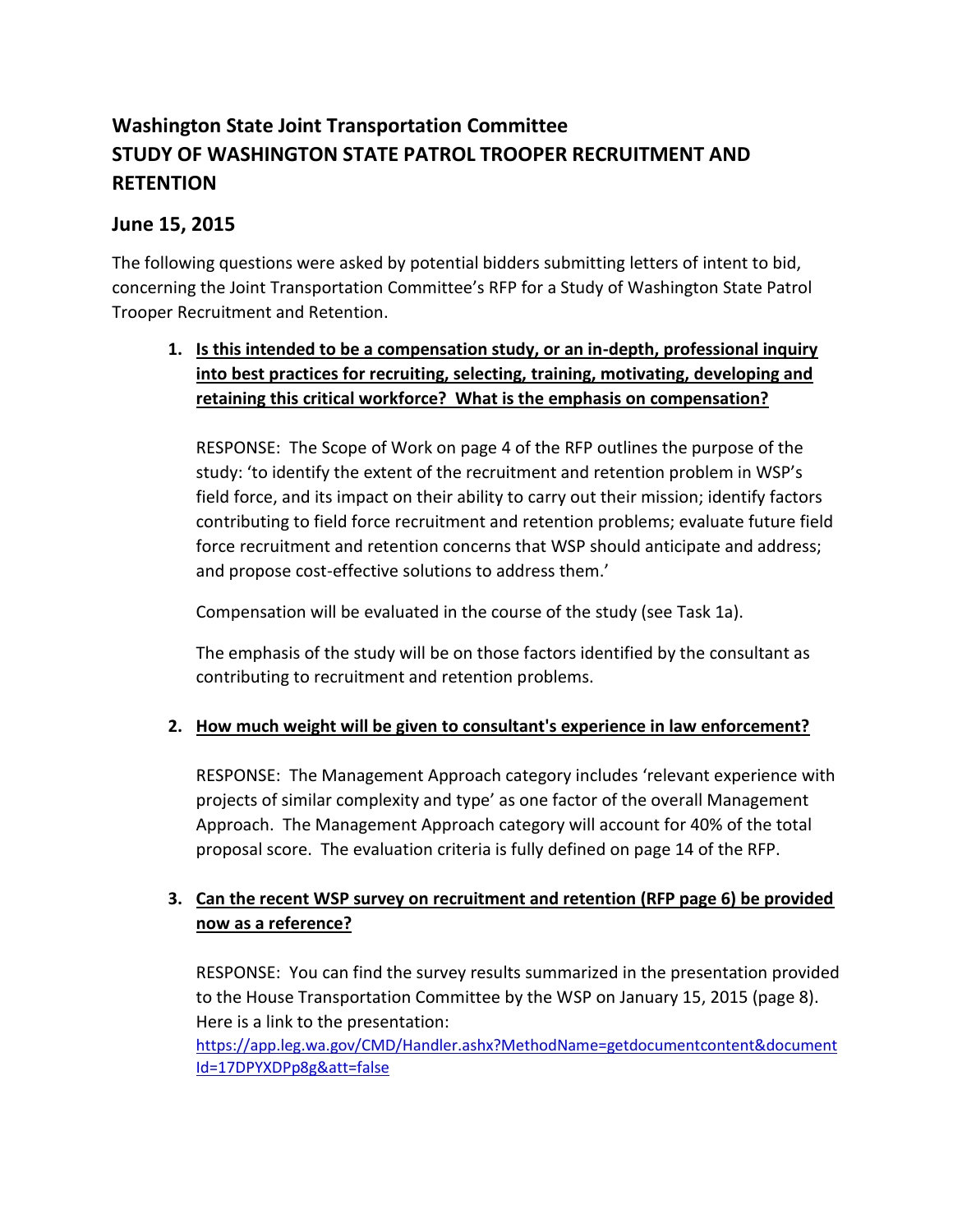## Washington State Joint Transportation Committee
## STUDY OF WASHINGTON STATE PATROL TROOPER RECRUITMENT AND RETENTION

### June 15, 2015

The following questions were asked by potential bidders submitting letters of intent to bid, concerning the Joint Transportation Committee's RFP for a Study of Washington State Patrol Trooper Recruitment and Retention.

1. **Is this intended to be a compensation study, or an in-depth, professional inquiry into best practices for recruiting, selecting, training, motivating, developing and retaining this critical workforce? What is the emphasis on compensation?**

   RESPONSE: The Scope of Work on page 4 of the RFP outlines the purpose of the study: 'to identify the extent of the recruitment and retention problem in WSP's field force, and its impact on their ability to carry out their mission; identify factors contributing to field force recruitment and retention problems; evaluate future field force recruitment and retention concerns that WSP should anticipate and address; and propose cost-effective solutions to address them.'

   Compensation will be evaluated in the course of the study (see Task 1a).

   The emphasis of the study will be on those factors identified by the consultant as contributing to recruitment and retention problems.

2. **How much weight will be given to consultant's experience in law enforcement?**

   RESPONSE: The Management Approach category includes 'relevant experience with projects of similar complexity and type' as one factor of the overall Management Approach. The Management Approach category will account for 40% of the total proposal score. The evaluation criteria is fully defined on page 14 of the RFP.

3. **Can the recent WSP survey on recruitment and retention (RFP page 6) be provided now as a reference?**

   RESPONSE: You can find the survey results summarized in the presentation provided to the House Transportation Committee by the WSP on January 15, 2015 (page 8). Here is a link to the presentation:
   https://app.leg.wa.gov/CMD/Handler.ashx?MethodName=getdocumentcontent&documentId=17DPYXDPp8g&att=false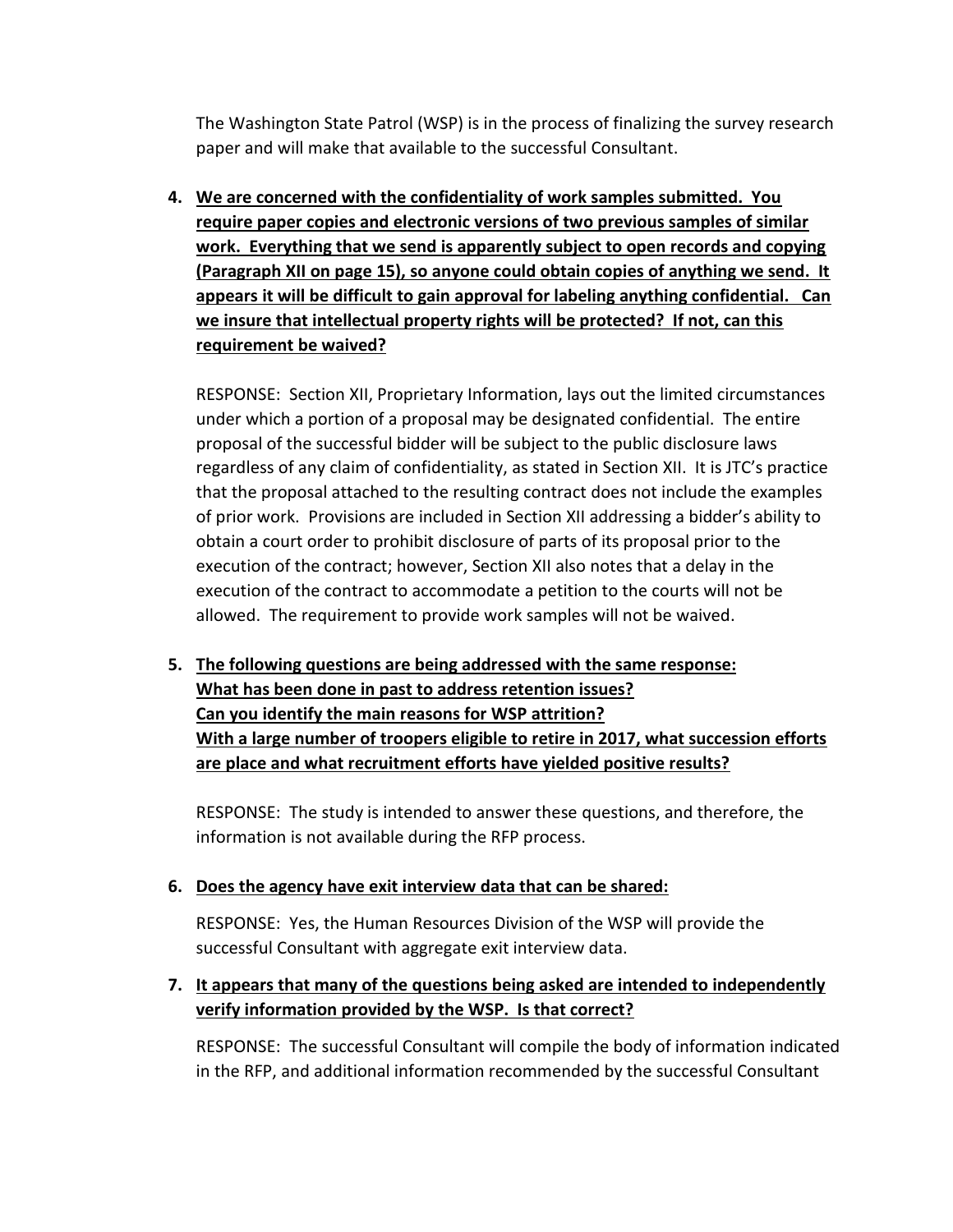The Washington State Patrol (WSP) is in the process of finalizing the survey research paper and will make that available to the successful Consultant.

4. **<u>We are concerned with the confidentiality of work samples submitted. You require paper copies and electronic versions of two previous samples of similar work. Everything that we send is apparently subject to open records and copying (Paragraph XII on page 15), so anyone could obtain copies of anything we send. It appears it will be difficult to gain approval for labeling anything confidential. Can we insure that intellectual property rights will be protected? If not, can this requirement be waived?</u>**

   RESPONSE: Section XII, Proprietary Information, lays out the limited circumstances under which a portion of a proposal may be designated confidential. The entire proposal of the successful bidder will be subject to the public disclosure laws regardless of any claim of confidentiality, as stated in Section XII. It is JTC's practice that the proposal attached to the resulting contract does not include the examples of prior work. Provisions are included in Section XII addressing a bidder's ability to obtain a court order to prohibit disclosure of parts of its proposal prior to the execution of the contract; however, Section XII also notes that a delay in the execution of the contract to accommodate a petition to the courts will not be allowed. The requirement to provide work samples will not be waived.

5. **<u>The following questions are being addressed with the same response:</u>**
   **<u>What has been done in past to address retention issues?</u>**
   **<u>Can you identify the main reasons for WSP attrition?</u>**
   **<u>With a large number of troopers eligible to retire in 2017, what succession efforts are place and what recruitment efforts have yielded positive results?</u>**

   RESPONSE: The study is intended to answer these questions, and therefore, the information is not available during the RFP process.

6. **<u>Does the agency have exit interview data that can be shared:</u>**

   RESPONSE: Yes, the Human Resources Division of the WSP will provide the successful Consultant with aggregate exit interview data.

7. **<u>It appears that many of the questions being asked are intended to independently verify information provided by the WSP. Is that correct?</u>**

   RESPONSE: The successful Consultant will compile the body of information indicated in the RFP, and additional information recommended by the successful Consultant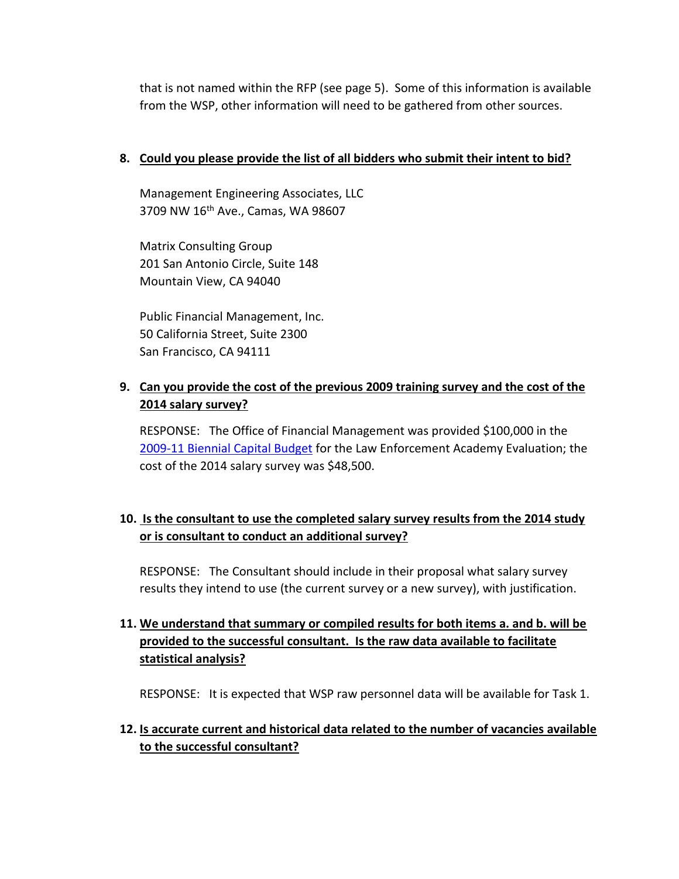that is not named within the RFP (see page 5). Some of this information is available from the WSP, other information will need to be gathered from other sources.

8. **Could you please provide the list of all bidders who submit their intent to bid?**

   Management Engineering Associates, LLC
   3709 NW 16th Ave., Camas, WA 98607

   Matrix Consulting Group
   201 San Antonio Circle, Suite 148
   Mountain View, CA 94040

   Public Financial Management, Inc.
   50 California Street, Suite 2300
   San Francisco, CA 94111

9. **Can you provide the cost of the previous 2009 training survey and the cost of the 2014 salary survey?**

   RESPONSE: The Office of Financial Management was provided $100,000 in the 2009-11 Biennial Capital Budget for the Law Enforcement Academy Evaluation; the cost of the 2014 salary survey was $48,500.

10. **Is the consultant to use the completed salary survey results from the 2014 study or is consultant to conduct an additional survey?**

    RESPONSE: The Consultant should include in their proposal what salary survey results they intend to use (the current survey or a new survey), with justification.

11. **We understand that summary or compiled results for both items a. and b. will be provided to the successful consultant. Is the raw data available to facilitate statistical analysis?**

    RESPONSE: It is expected that WSP raw personnel data will be available for Task 1.

12. **Is accurate current and historical data related to the number of vacancies available to the successful consultant?**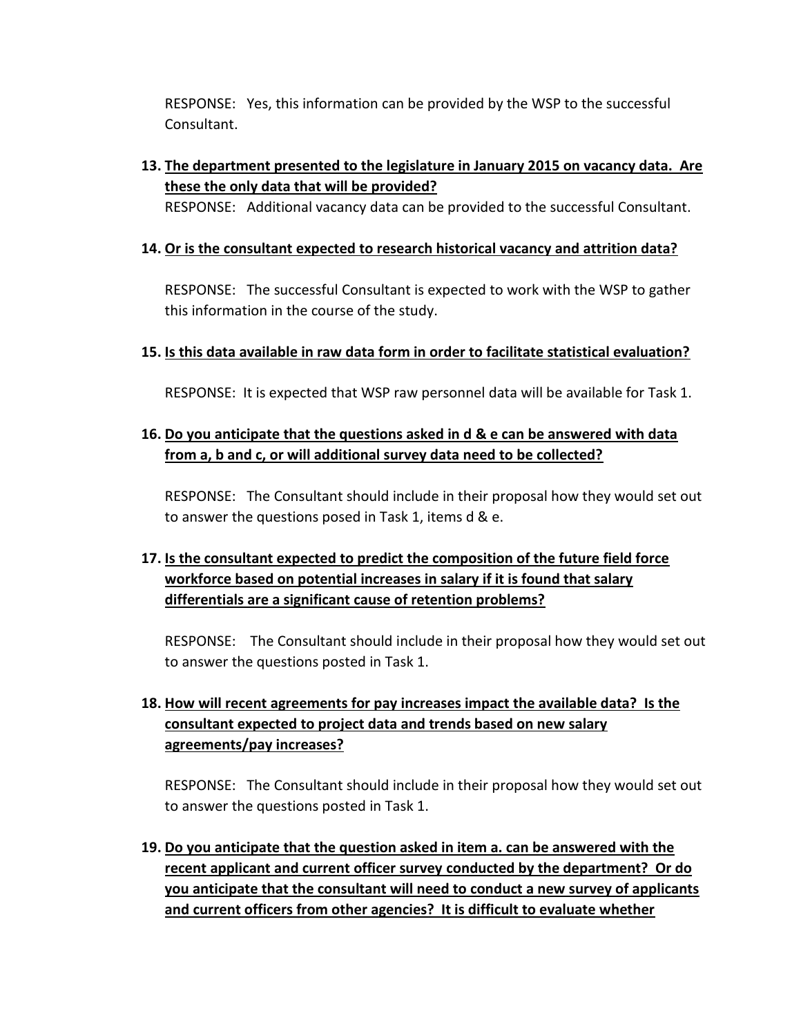RESPONSE: Yes, this information can be provided by the WSP to the successful Consultant.

13. **The department presented to the legislature in January 2015 on vacancy data. Are these the only data that will be provided?**

    RESPONSE: Additional vacancy data can be provided to the successful Consultant.

14. **Or is the consultant expected to research historical vacancy and attrition data?**

    RESPONSE: The successful Consultant is expected to work with the WSP to gather this information in the course of the study.

15. **Is this data available in raw data form in order to facilitate statistical evaluation?**

    RESPONSE: It is expected that WSP raw personnel data will be available for Task 1.

16. **Do you anticipate that the questions asked in d & e can be answered with data from a, b and c, or will additional survey data need to be collected?**

    RESPONSE: The Consultant should include in their proposal how they would set out to answer the questions posed in Task 1, items d & e.

17. **Is the consultant expected to predict the composition of the future field force workforce based on potential increases in salary if it is found that salary differentials are a significant cause of retention problems?**

    RESPONSE: The Consultant should include in their proposal how they would set out to answer the questions posted in Task 1.

18. **How will recent agreements for pay increases impact the available data? Is the consultant expected to project data and trends based on new salary agreements/pay increases?**

    RESPONSE: The Consultant should include in their proposal how they would set out to answer the questions posted in Task 1.

19. **Do you anticipate that the question asked in item a. can be answered with the recent applicant and current officer survey conducted by the department? Or do you anticipate that the consultant will need to conduct a new survey of applicants and current officers from other agencies? It is difficult to evaluate whether**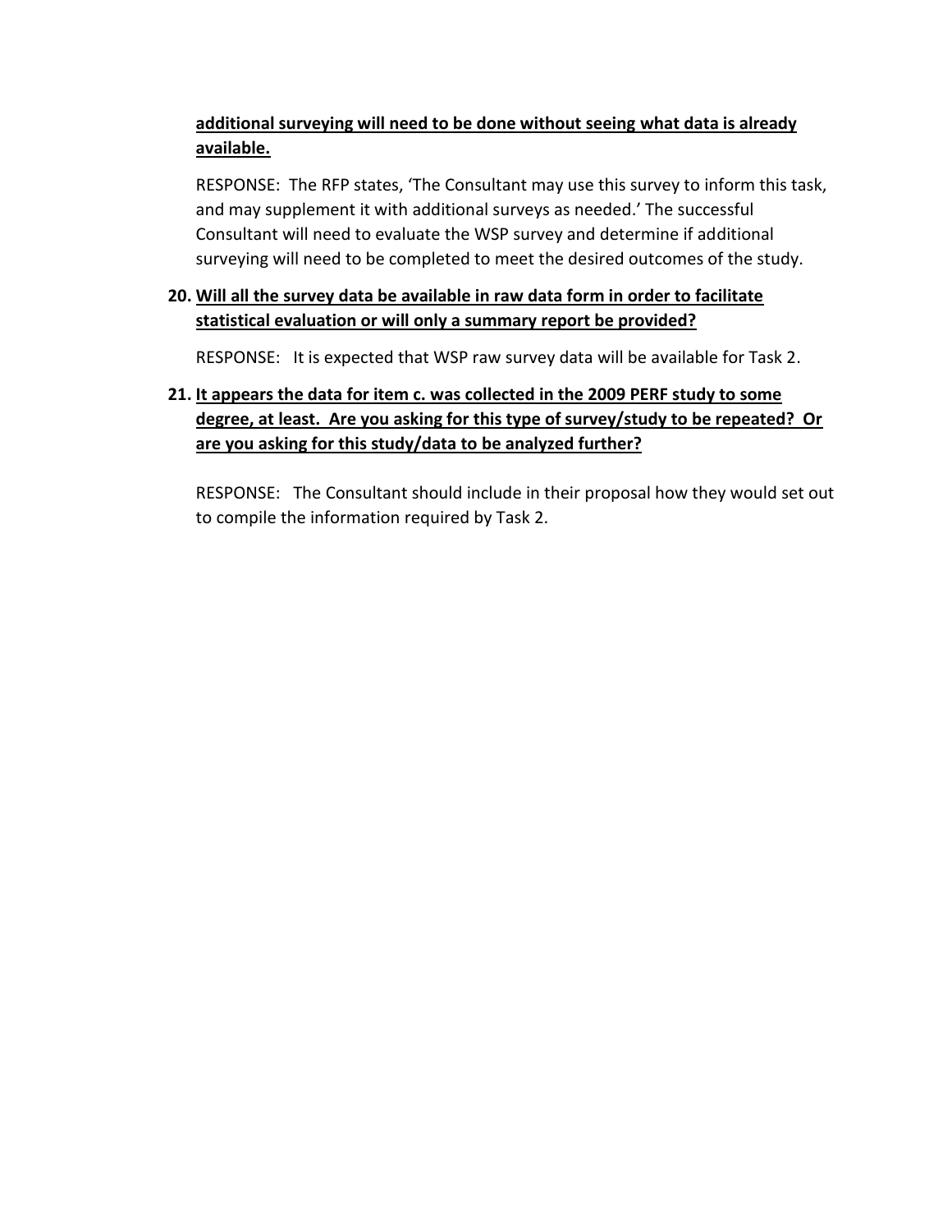**additional surveying will need to be done without seeing what data is already available.**

RESPONSE: The RFP states, 'The Consultant may use this survey to inform this task, and may supplement it with additional surveys as needed.' The successful Consultant will need to evaluate the WSP survey and determine if additional surveying will need to be completed to meet the desired outcomes of the study.

20. **Will all the survey data be available in raw data form in order to facilitate statistical evaluation or will only a summary report be provided?**

    RESPONSE: It is expected that WSP raw survey data will be available for Task 2.

21. **It appears the data for item c. was collected in the 2009 PERF study to some degree, at least. Are you asking for this type of survey/study to be repeated? Or are you asking for this study/data to be analyzed further?**

    RESPONSE: The Consultant should include in their proposal how they would set out to compile the information required by Task 2.